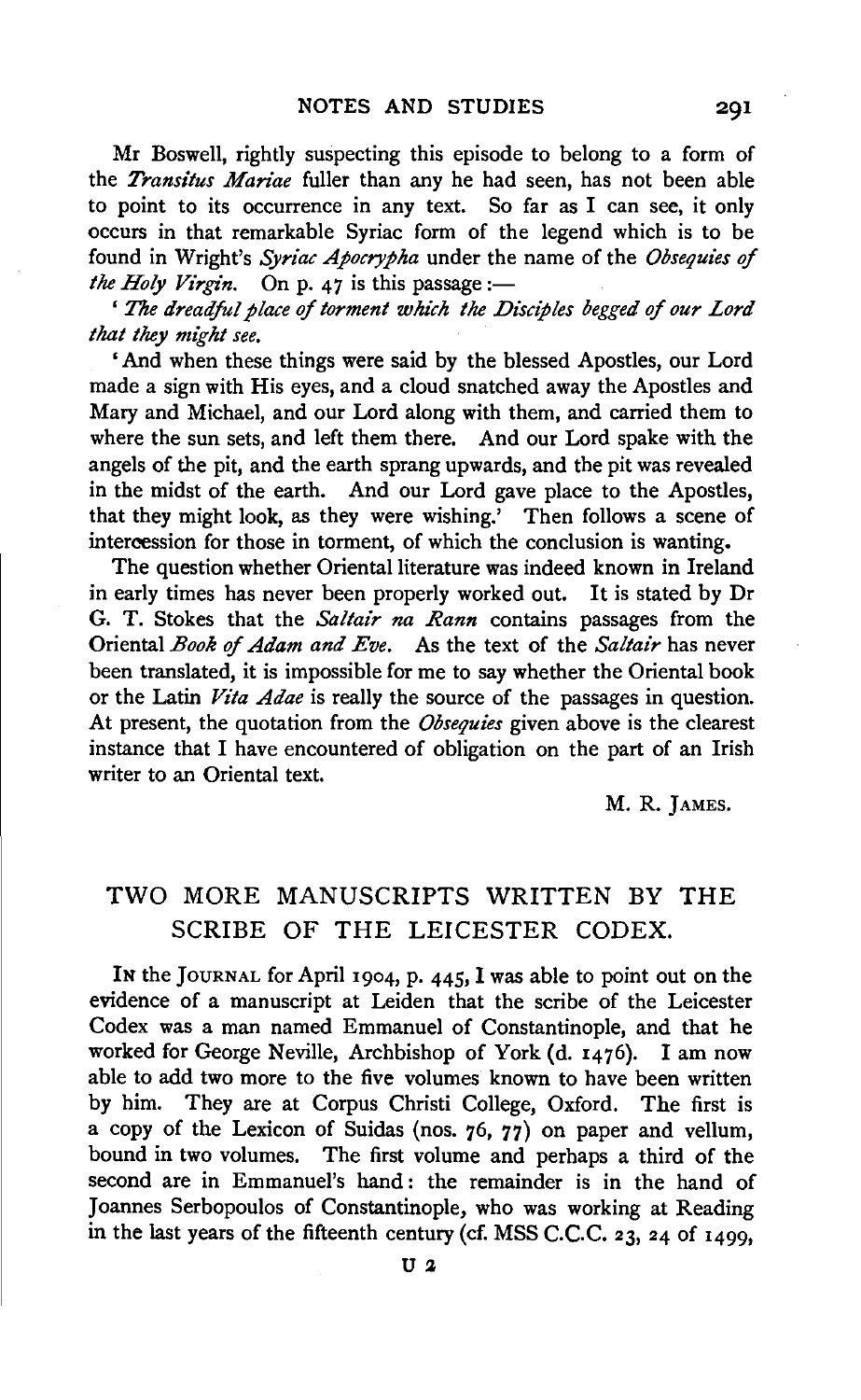Mr Boswell, rightly suspecting this episode to belong to a form of the *Transitus Mariae* fuller than any he had seen, has not been able to point to its occurrence in any text. So far as I can see, it only occurs in that remarkable Syriac form of the legend which is to be found in Wright's *Syriac Apocrypha* under the name of the *Obsequies of the Holy Virgin*. On p. 47 is this passage :—

'*The dreadful place of torment which the Disciples begged of our Lord that they might see.*

'And when these things were said by the blessed Apostles, our Lord made a sign with His eyes, and a cloud snatched away the Apostles and Mary and Michael, and our Lord along with them, and carried them to where the sun sets, and left them there. And our Lord spake with the angels of the pit, and the earth sprang upwards, and the pit was revealed in the midst of the earth. And our Lord gave place to the Apostles, that they might look, as they were wishing.' Then follows a scene of intercession for those in torment, of which the conclusion is wanting.

The question whether Oriental literature was indeed known in Ireland in early times has never been properly worked out. It is stated by Dr G. T. Stokes that the *Saltair na Rann* contains passages from the Oriental *Book of Adam and Eve*. As the text of the *Saltair* has never been translated, it is impossible for me to say whether the Oriental book or the Latin *Vita Adae* is really the source of the passages in question. At present, the quotation from the *Obsequies* given above is the clearest instance that I have encountered of obligation on the part of an Irish writer to an Oriental text.

M. R. James.

## TWO MORE MANUSCRIPTS WRITTEN BY THE SCRIBE OF THE LEICESTER CODEX.

In the Journal for April 1904, p. 445, I was able to point out on the evidence of a manuscript at Leiden that the scribe of the Leicester Codex was a man named Emmanuel of Constantinople, and that he worked for George Neville, Archbishop of York (d. 1476). I am now able to add two more to the five volumes known to have been written by him. They are at Corpus Christi College, Oxford. The first is a copy of the Lexicon of Suidas (nos. 76, 77) on paper and vellum, bound in two volumes. The first volume and perhaps a third of the second are in Emmanuel's hand: the remainder is in the hand of Joannes Serbopoulos of Constantinople, who was working at Reading in the last years of the fifteenth century (cf. MSS C.C.C. 23, 24 of 1499,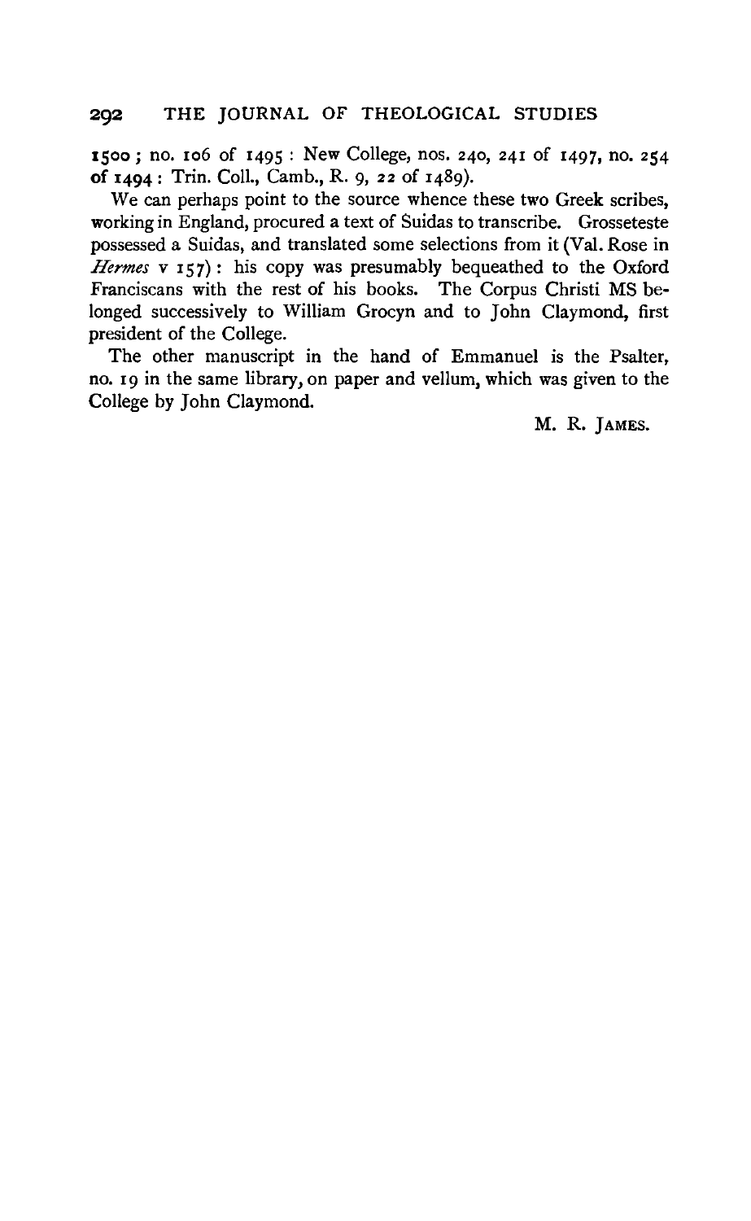1500; no. 106 of 1495: New College, nos. 240, 241 of 1497, no. 254 of 1494: Trin. Coll., Camb., R. 9, 22 of 1489).

We can perhaps point to the source whence these two Greek scribes, working in England, procured a text of Suidas to transcribe. Grosseteste possessed a Suidas, and translated some selections from it (Val. Rose in *Hermes* v 157): his copy was presumably bequeathed to the Oxford Franciscans with the rest of his books. The Corpus Christi MS belonged successively to William Grocyn and to John Claymond, first president of the College.

The other manuscript in the hand of Emmanuel is the Psalter, no. 19 in the same library, on paper and vellum, which was given to the College by John Claymond.

M. R. JAMES.